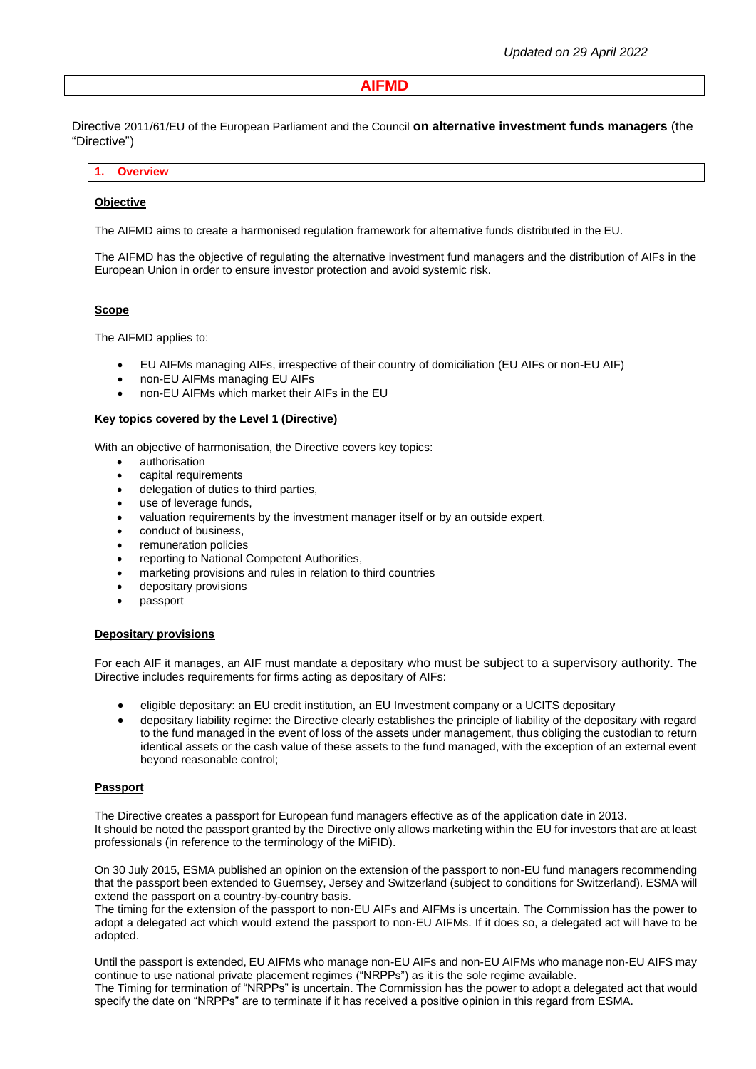*Updated on 29 April 2022*

# AIFMD

Directive 2011/61/EU of the European Parliament and the Council **on alternative investment funds managers** (the "Directive")

## 1. Overview

**Objective**

The AIFMD aims to create a harmonised regulation framework for alternative funds distributed in the EU.

The AIFMD has the objective of regulating the alternative investment fund managers and the distribution of AIFs in the European Union in order to ensure investor protection and avoid systemic risk.

**Scope**

The AIFMD applies to:

- EU AIFMs managing AIFs, irrespective of their country of domiciliation (EU AIFs or non-EU AIF)
- non-EU AIFMs managing EU AIFs
- non-EU AIFMs which market their AIFs in the EU

**Key topics covered by the Level 1 (Directive)**

With an objective of harmonisation, the Directive covers key topics:

- authorisation
- capital requirements
- delegation of duties to third parties,
- use of leverage funds,
- valuation requirements by the investment manager itself or by an outside expert,
- conduct of business,
- remuneration policies
- reporting to National Competent Authorities,
- marketing provisions and rules in relation to third countries
- depositary provisions
- passport

**Depositary provisions**

For each AIF it manages, an AIF must mandate a depositary who must be subject to a supervisory authority. The Directive includes requirements for firms acting as depositary of AIFs:

- eligible depositary: an EU credit institution, an EU Investment company or a UCITS depositary
- depositary liability regime: the Directive clearly establishes the principle of liability of the depositary with regard to the fund managed in the event of loss of the assets under management, thus obliging the custodian to return identical assets or the cash value of these assets to the fund managed, with the exception of an external event beyond reasonable control;

**Passport**

The Directive creates a passport for European fund managers effective as of the application date in 2013.
It should be noted the passport granted by the Directive only allows marketing within the EU for investors that are at least professionals (in reference to the terminology of the MiFID).

On 30 July 2015, ESMA published an opinion on the extension of the passport to non-EU fund managers recommending that the passport been extended to Guernsey, Jersey and Switzerland (subject to conditions for Switzerland). ESMA will extend the passport on a country-by-country basis.
The timing for the extension of the passport to non-EU AIFs and AIFMs is uncertain. The Commission has the power to adopt a delegated act which would extend the passport to non-EU AIFMs. If it does so, a delegated act will have to be adopted.

Until the passport is extended, EU AIFMs who manage non-EU AIFs and non-EU AIFMs who manage non-EU AIFS may continue to use national private placement regimes ("NRPPs") as it is the sole regime available.
The Timing for termination of "NRPPs" is uncertain. The Commission has the power to adopt a delegated act that would specify the date on "NRPPs" are to terminate if it has received a positive opinion in this regard from ESMA.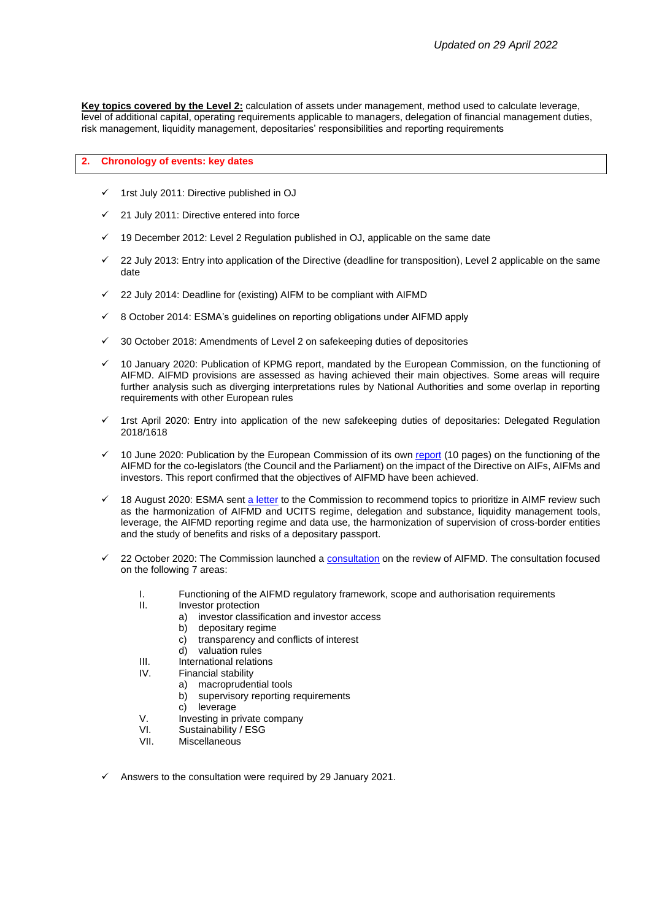*Updated on 29 April 2022*

**Key topics covered by the Level 2:** calculation of assets under management, method used to calculate leverage, level of additional capital, operating requirements applicable to managers, delegation of financial management duties, risk management, liquidity management, depositaries' responsibilities and reporting requirements

## 2. Chronology of events: key dates

- ✓ 1rst July 2011: Directive published in OJ
- ✓ 21 July 2011: Directive entered into force
- ✓ 19 December 2012: Level 2 Regulation published in OJ, applicable on the same date
- ✓ 22 July 2013: Entry into application of the Directive (deadline for transposition), Level 2 applicable on the same date
- ✓ 22 July 2014: Deadline for (existing) AIFM to be compliant with AIFMD
- ✓ 8 October 2014: ESMA's guidelines on reporting obligations under AIFMD apply
- ✓ 30 October 2018: Amendments of Level 2 on safekeeping duties of depositories
- ✓ 10 January 2020: Publication of KPMG report, mandated by the European Commission, on the functioning of AIFMD. AIFMD provisions are assessed as having achieved their main objectives. Some areas will require further analysis such as diverging interpretations rules by National Authorities and some overlap in reporting requirements with other European rules
- ✓ 1rst April 2020: Entry into application of the new safekeeping duties of depositaries: Delegated Regulation 2018/1618
- ✓ 10 June 2020: Publication by the European Commission of its own report (10 pages) on the functioning of the AIFMD for the co-legislators (the Council and the Parliament) on the impact of the Directive on AIFs, AIFMs and investors. This report confirmed that the objectives of AIFMD have been achieved.
- ✓ 18 August 2020: ESMA sent a letter to the Commission to recommend topics to prioritize in AIMF review such as the harmonization of AIFMD and UCITS regime, delegation and substance, liquidity management tools, leverage, the AIFMD reporting regime and data use, the harmonization of supervision of cross-border entities and the study of benefits and risks of a depositary passport.
- ✓ 22 October 2020: The Commission launched a consultation on the review of AIFMD. The consultation focused on the following 7 areas:

  - I. Functioning of the AIFMD regulatory framework, scope and authorisation requirements
  - II. Investor protection
    - a) investor classification and investor access
    - b) depositary regime
    - c) transparency and conflicts of interest
    - d) valuation rules
  - III. International relations
  - IV. Financial stability
    - a) macroprudential tools
    - b) supervisory reporting requirements
    - c) leverage
  - V. Investing in private company
  - VI. Sustainability / ESG
  - VII. Miscellaneous

- ✓ Answers to the consultation were required by 29 January 2021.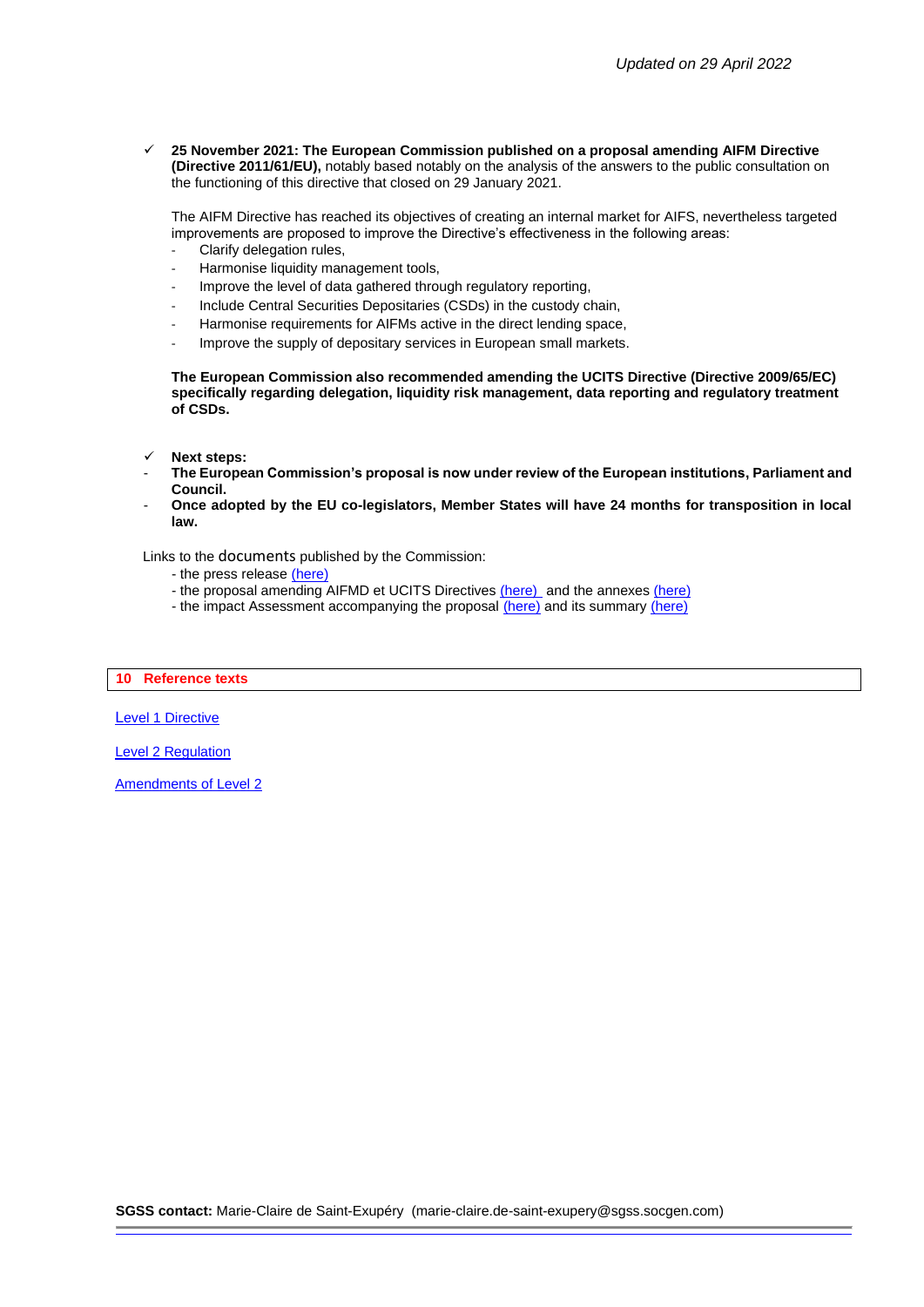*Updated on 29 April 2022*

- ✓ **25 November 2021: The European Commission published on a proposal amending AIFM Directive (Directive 2011/61/EU),** notably based notably on the analysis of the answers to the public consultation on the functioning of this directive that closed on 29 January 2021.

  The AIFM Directive has reached its objectives of creating an internal market for AIFS, nevertheless targeted improvements are proposed to improve the Directive's effectiveness in the following areas:
  - Clarify delegation rules,
  - Harmonise liquidity management tools,
  - Improve the level of data gathered through regulatory reporting,
  - Include Central Securities Depositaries (CSDs) in the custody chain,
  - Harmonise requirements for AIFMs active in the direct lending space,
  - Improve the supply of depositary services in European small markets.

  **The European Commission also recommended amending the UCITS Directive (Directive 2009/65/EC) specifically regarding delegation, liquidity risk management, data reporting and regulatory treatment of CSDs.**

- ✓ **Next steps:**
- **The European Commission's proposal is now under review of the European institutions, Parliament and Council.**
- **Once adopted by the EU co-legislators, Member States will have 24 months for transposition in local law.**

Links to the documents published by the Commission:
- the press release (here)
- the proposal amending AIFMD et UCITS Directives (here) and the annexes (here)
- the impact Assessment accompanying the proposal (here) and its summary (here)

## 10 Reference texts

Level 1 Directive

Level 2 Regulation

Amendments of Level 2

**SGSS contact:** Marie-Claire de Saint-Exupéry (marie-claire.de-saint-exupery@sgss.socgen.com)